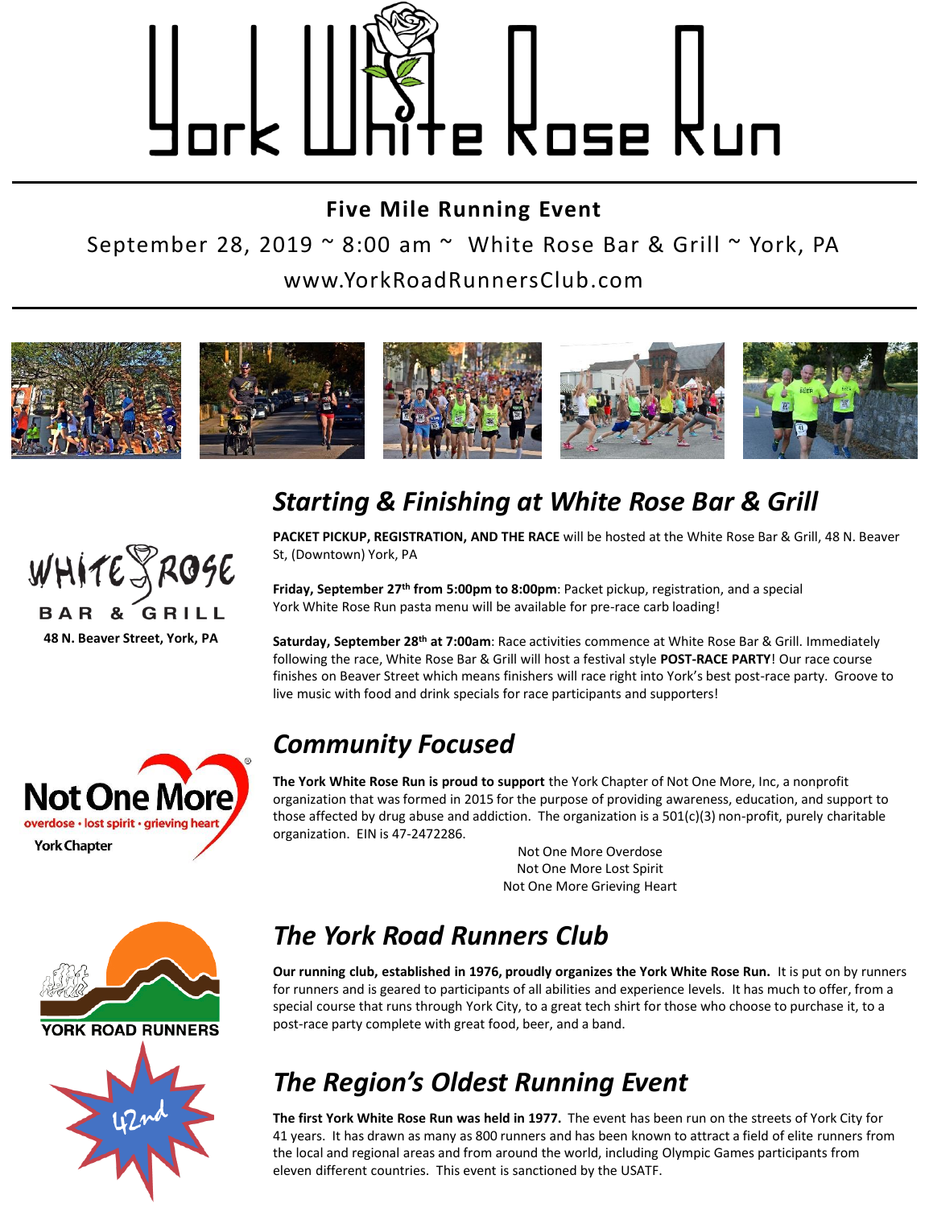# York White Rose Run

**Five Mile Running Event**

September 28, 2019 ~ 8:00 am ~ White Rose Bar & Grill ~ York, PA

www.YorkRoadRunnersClub.com

WHITE ROSE BAR & GRILL

**48 N. Beaver Street, York, PA**

## *Starting & Finishing at White Rose Bar & Grill*

**PACKET PICKUP, REGISTRATION, AND THE RACE** will be hosted at the White Rose Bar & Grill, 48 N. Beaver St, (Downtown) York, PA

**Friday, September 27th from 5:00pm to 8:00pm**: Packet pickup, registration, and a special York White Rose Run pasta menu will be available for pre-race carb loading!

**Saturday, September 28th at 7:00am**: Race activities commence at White Rose Bar & Grill. Immediately following the race, White Rose Bar & Grill will host a festival style **POST-RACE PARTY**! Our race course finishes on Beaver Street which means finishers will race right into York's best post-race party. Groove to live music with food and drink specials for race participants and supporters!

Not One More
overdose • lost spirit • grieving heart
York Chapter

## *Community Focused*

**The York White Rose Run is proud to support** the York Chapter of Not One More, Inc, a nonprofit organization that was formed in 2015 for the purpose of providing awareness, education, and support to those affected by drug abuse and addiction. The organization is a 501(c)(3) non-profit, purely charitable organization. EIN is 47-2472286.

Not One More Overdose
Not One More Lost Spirit
Not One More Grieving Heart

YORK ROAD RUNNERS

42nd

## *The York Road Runners Club*

**Our running club, established in 1976, proudly organizes the York White Rose Run.** It is put on by runners for runners and is geared to participants of all abilities and experience levels. It has much to offer, from a special course that runs through York City, to a great tech shirt for those who choose to purchase it, to a post-race party complete with great food, beer, and a band.

## *The Region's Oldest Running Event*

**The first York White Rose Run was held in 1977.** The event has been run on the streets of York City for 41 years. It has drawn as many as 800 runners and has been known to attract a field of elite runners from the local and regional areas and from around the world, including Olympic Games participants from eleven different countries. This event is sanctioned by the USATF.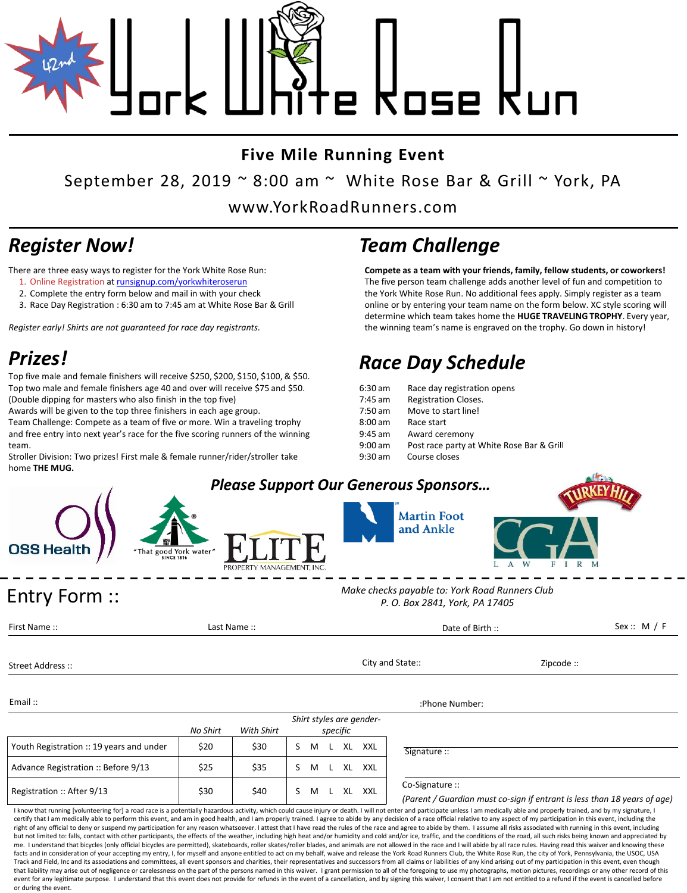# 42nd York White Rose Run

**Five Mile Running Event**

September 28, 2019 ~ 8:00 am ~ White Rose Bar & Grill ~ York, PA

www.YorkRoadRunners.com

## Register Now!

There are three easy ways to register for the York White Rose Run:

1. Online Registration at runsignup.com/yorkwhiteroserun
2. Complete the entry form below and mail in with your check
3. Race Day Registration : 6:30 am to 7:45 am at White Rose Bar & Grill

*Register early! Shirts are not guaranteed for race day registrants.*

## Team Challenge

**Compete as a team with your friends, family, fellow students, or coworkers!** The five person team challenge adds another level of fun and competition to the York White Rose Run. No additional fees apply. Simply register as a team online or by entering your team name on the form below. XC style scoring will determine which team takes home the **HUGE TRAVELING TROPHY**. Every year, the winning team's name is engraved on the trophy. Go down in history!

## Prizes!

Top five male and female finishers will receive $250, $200, $150, $100, & $50.
Top two male and female finishers age 40 and over will receive $75 and $50.
(Double dipping for masters who also finish in the top five)
Awards will be given to the top three finishers in each age group.
Team Challenge: Compete as a team of five or more. Win a traveling trophy and free entry into next year's race for the five scoring runners of the winning team.
Stroller Division: Two prizes! First male & female runner/rider/stroller take home **THE MUG.**

## Race Day Schedule

| | |
|---|---|
| 6:30 am | Race day registration opens |
| 7:45 am | Registration Closes. |
| 7:50 am | Move to start line! |
| 8:00 am | Race start |
| 9:45 am | Award ceremony |
| 9:00 am | Post race party at White Rose Bar & Grill |
| 9:30 am | Course closes |

***Please Support Our Generous Sponsors…***

OSS Health · "That good York water" SINCE 1816 · ELITE PROPERTY MANAGEMENT, INC. · Martin Foot and Ankle · Turkey Hill · CGA LAW FIRM

## Entry Form ::

*Make checks payable to: York Road Runners Club*
*P. O. Box 2841, York, PA 17405*

First Name :: &nbsp;&nbsp; Last Name :: &nbsp;&nbsp; Date of Birth :: &nbsp;&nbsp; Sex :: M / F

Street Address :: &nbsp;&nbsp; City and State:: &nbsp;&nbsp; Zipcode ::

Email :: &nbsp;&nbsp; :Phone Number:

| | No Shirt | With Shirt | *Shirt styles are gender-specific* |
|---|---|---|---|
| Youth Registration :: 19 years and under | $20 | $30 | S M L XL XXL |
| Advance Registration :: Before 9/13 | $25 | $35 | S M L XL XXL |
| Registration :: After 9/13 | $30 | $40 | S M L XL XXL |

Signature ::

Co-Signature ::

*(Parent / Guardian must co-sign if entrant is less than 18 years of age)*

I know that running [volunteering for] a road race is a potentially hazardous activity, which could cause injury or death. I will not enter and participate unless I am medically able and properly trained, and by my signature, I certify that I am medically able to perform this event, and am in good health, and I am properly trained. I agree to abide by any decision of a race official relative to any aspect of my participation in this event, including the right of any official to deny or suspend my participation for any reason whatsoever. I attest that I have read the rules of the race and agree to abide by them. I assume all risks associated with running in this event, including but not limited to: falls, contact with other participants, the effects of the weather, including high heat and/or humidity and cold and/or ice, traffic, and the conditions of the road, all such risks being known and appreciated by me. I understand that bicycles (only official bicycles are permitted), skateboards, roller skates/roller blades, and animals are not allowed in the race and I will abide by all race rules. Having read this waiver and knowing these facts and in consideration of your accepting my entry, I, for myself and anyone entitled to act on my behalf, waive and release the York Road Runners Club, the White Rose Run, the city of York, Pennsylvania, the USOC, USA Track and Field, Inc and its associations and committees, all event sponsors and charities, their representatives and successors from all claims or liabilities of any kind arising out of my participation in this event, even though that liability may arise out of negligence or carelessness on the part of the persons named in this waiver. I grant permission to all of the foregoing to use my photographs, motion pictures, recordings or any other record of this event for any legitimate purpose. I understand that this event does not provide for refunds in the event of a cancellation, and by signing this waiver, I consent that I am not entitled to a refund if the event is cancelled before or during the event.